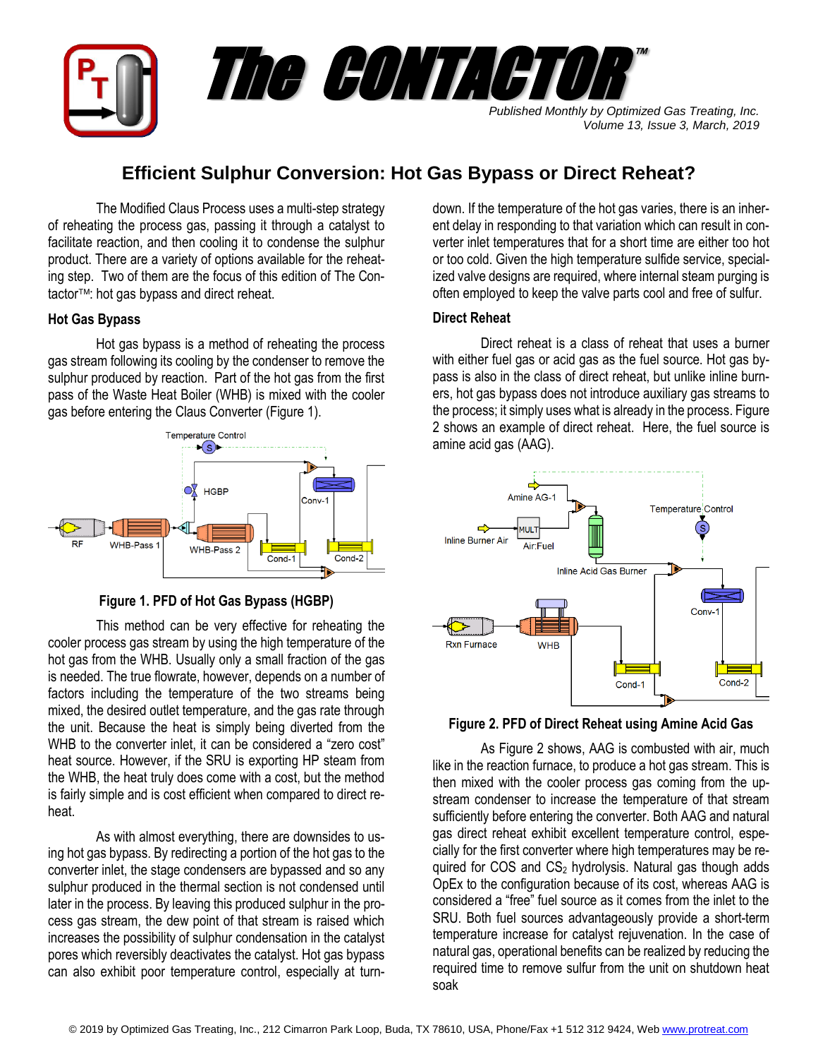# The CONTACTOR™

*Published Monthly by Optimized Gas Treating, Inc.*
*Volume 13, Issue 3, March, 2019*

## Efficient Sulphur Conversion: Hot Gas Bypass or Direct Reheat?

The Modified Claus Process uses a multi-step strategy of reheating the process gas, passing it through a catalyst to facilitate reaction, and then cooling it to condense the sulphur product. There are a variety of options available for the reheating step. Two of them are the focus of this edition of The Contactor™: hot gas bypass and direct reheat.

### Hot Gas Bypass

Hot gas bypass is a method of reheating the process gas stream following its cooling by the condenser to remove the sulphur produced by reaction. Part of the hot gas from the first pass of the Waste Heat Boiler (WHB) is mixed with the cooler gas before entering the Claus Converter (Figure 1).

**Figure 1. PFD of Hot Gas Bypass (HGBP)**

This method can be very effective for reheating the cooler process gas stream by using the high temperature of the hot gas from the WHB. Usually only a small fraction of the gas is needed. The true flowrate, however, depends on a number of factors including the temperature of the two streams being mixed, the desired outlet temperature, and the gas rate through the unit. Because the heat is simply being diverted from the WHB to the converter inlet, it can be considered a "zero cost" heat source. However, if the SRU is exporting HP steam from the WHB, the heat truly does come with a cost, but the method is fairly simple and is cost efficient when compared to direct reheat.

As with almost everything, there are downsides to using hot gas bypass. By redirecting a portion of the hot gas to the converter inlet, the stage condensers are bypassed and so any sulphur produced in the thermal section is not condensed until later in the process. By leaving this produced sulphur in the process gas stream, the dew point of that stream is raised which increases the possibility of sulphur condensation in the catalyst pores which reversibly deactivates the catalyst. Hot gas bypass can also exhibit poor temperature control, especially at turndown. If the temperature of the hot gas varies, there is an inherent delay in responding to that variation which can result in converter inlet temperatures that for a short time are either too hot or too cold. Given the high temperature sulfide service, specialized valve designs are required, where internal steam purging is often employed to keep the valve parts cool and free of sulfur.

### Direct Reheat

Direct reheat is a class of reheat that uses a burner with either fuel gas or acid gas as the fuel source. Hot gas bypass is also in the class of direct reheat, but unlike inline burners, hot gas bypass does not introduce auxiliary gas streams to the process; it simply uses what is already in the process. Figure 2 shows an example of direct reheat. Here, the fuel source is amine acid gas (AAG).

**Figure 2. PFD of Direct Reheat using Amine Acid Gas**

As Figure 2 shows, AAG is combusted with air, much like in the reaction furnace, to produce a hot gas stream. This is then mixed with the cooler process gas coming from the upstream condenser to increase the temperature of that stream sufficiently before entering the converter. Both AAG and natural gas direct reheat exhibit excellent temperature control, especially for the first converter where high temperatures may be required for COS and $CS_2$ hydrolysis. Natural gas though adds OpEx to the configuration because of its cost, whereas AAG is considered a "free" fuel source as it comes from the inlet to the SRU. Both fuel sources advantageously provide a short-term temperature increase for catalyst rejuvenation. In the case of natural gas, operational benefits can be realized by reducing the required time to remove sulfur from the unit on shutdown heat soak

© 2019 by Optimized Gas Treating, Inc., 212 Cimarron Park Loop, Buda, TX 78610, USA, Phone/Fax +1 512 312 9424, Web www.protreat.com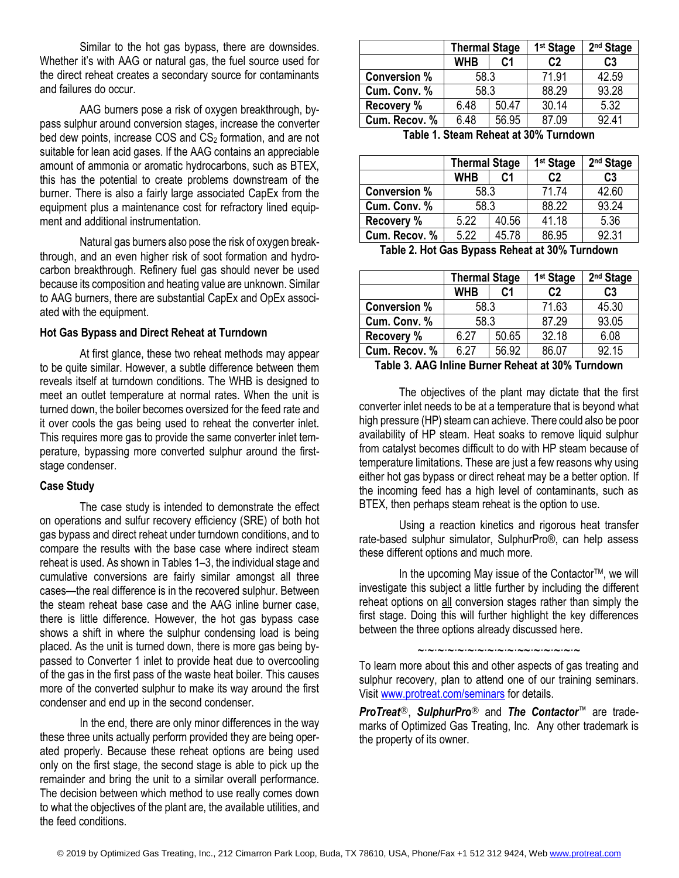Similar to the hot gas bypass, there are downsides. Whether it's with AAG or natural gas, the fuel source used for the direct reheat creates a secondary source for contaminants and failures do occur.

AAG burners pose a risk of oxygen breakthrough, bypass sulphur around conversion stages, increase the converter bed dew points, increase COS and $CS_2$ formation, and are not suitable for lean acid gases. If the AAG contains an appreciable amount of ammonia or aromatic hydrocarbons, such as BTEX, this has the potential to create problems downstream of the burner. There is also a fairly large associated CapEx from the equipment plus a maintenance cost for refractory lined equipment and additional instrumentation.

Natural gas burners also pose the risk of oxygen breakthrough, and an even higher risk of soot formation and hydrocarbon breakthrough. Refinery fuel gas should never be used because its composition and heating value are unknown. Similar to AAG burners, there are substantial CapEx and OpEx associated with the equipment.

### Hot Gas Bypass and Direct Reheat at Turndown

At first glance, these two reheat methods may appear to be quite similar. However, a subtle difference between them reveals itself at turndown conditions. The WHB is designed to meet an outlet temperature at normal rates. When the unit is turned down, the boiler becomes oversized for the feed rate and it over cools the gas being used to reheat the converter inlet. This requires more gas to provide the same converter inlet temperature, bypassing more converted sulphur around the first-stage condenser.

### Case Study

The case study is intended to demonstrate the effect on operations and sulfur recovery efficiency (SRE) of both hot gas bypass and direct reheat under turndown conditions, and to compare the results with the base case where indirect steam reheat is used. As shown in Tables 1–3, the individual stage and cumulative conversions are fairly similar amongst all three cases—the real difference is in the recovered sulphur. Between the steam reheat base case and the AAG inline burner case, there is little difference. However, the hot gas bypass case shows a shift in where the sulphur condensing load is being placed. As the unit is turned down, there is more gas being bypassed to Converter 1 inlet to provide heat due to overcooling of the gas in the first pass of the waste heat boiler. This causes more of the converted sulphur to make its way around the first condenser and end up in the second condenser.

In the end, there are only minor differences in the way these three units actually perform provided they are being operated properly. Because these reheat options are being used only on the first stage, the second stage is able to pick up the remainder and bring the unit to a similar overall performance. The decision between which method to use really comes down to what the objectives of the plant are, the available utilities, and the feed conditions.

| | Thermal Stage | | 1st Stage | 2nd Stage |
|---|---|---|---|---|
| | WHB | C1 | C2 | C3 |
| **Conversion %** | 58.3 | | 71.91 | 42.59 |
| **Cum. Conv. %** | 58.3 | | 88.29 | 93.28 |
| **Recovery %** | 6.48 | 50.47 | 30.14 | 5.32 |
| **Cum. Recov. %** | 6.48 | 56.95 | 87.09 | 92.41 |

**Table 1. Steam Reheat at 30% Turndown**

| | Thermal Stage | | 1st Stage | 2nd Stage |
|---|---|---|---|---|
| | WHB | C1 | C2 | C3 |
| **Conversion %** | 58.3 | | 71.74 | 42.60 |
| **Cum. Conv. %** | 58.3 | | 88.22 | 93.24 |
| **Recovery %** | 5.22 | 40.56 | 41.18 | 5.36 |
| **Cum. Recov. %** | 5.22 | 45.78 | 86.95 | 92.31 |

**Table 2. Hot Gas Bypass Reheat at 30% Turndown**

| | Thermal Stage | | 1st Stage | 2nd Stage |
|---|---|---|---|---|
| | WHB | C1 | C2 | C3 |
| **Conversion %** | 58.3 | | 71.63 | 45.30 |
| **Cum. Conv. %** | 58.3 | | 87.29 | 93.05 |
| **Recovery %** | 6.27 | 50.65 | 32.18 | 6.08 |
| **Cum. Recov. %** | 6.27 | 56.92 | 86.07 | 92.15 |

**Table 3. AAG Inline Burner Reheat at 30% Turndown**

The objectives of the plant may dictate that the first converter inlet needs to be at a temperature that is beyond what high pressure (HP) steam can achieve. There could also be poor availability of HP steam. Heat soaks to remove liquid sulphur from catalyst becomes difficult to do with HP steam because of temperature limitations. These are just a few reasons why using either hot gas bypass or direct reheat may be a better option. If the incoming feed has a high level of contaminants, such as BTEX, then perhaps steam reheat is the option to use.

Using a reaction kinetics and rigorous heat transfer rate-based sulphur simulator, SulphurPro®, can help assess these different options and much more.

In the upcoming May issue of the Contactor™, we will investigate this subject a little further by including the different reheat options on all conversion stages rather than simply the first stage. Doing this will further highlight the key differences between the three options already discussed here.

~·~·~·~·~·~·~·~·~·~·~·~·~·~·~

To learn more about this and other aspects of gas treating and sulphur recovery, plan to attend one of our training seminars. Visit www.protreat.com/seminars for details.

***ProTreat***®, ***SulphurPro***® and ***The Contactor***™ are trademarks of Optimized Gas Treating, Inc. Any other trademark is the property of its owner.

© 2019 by Optimized Gas Treating, Inc., 212 Cimarron Park Loop, Buda, TX 78610, USA, Phone/Fax +1 512 312 9424, Web www.protreat.com